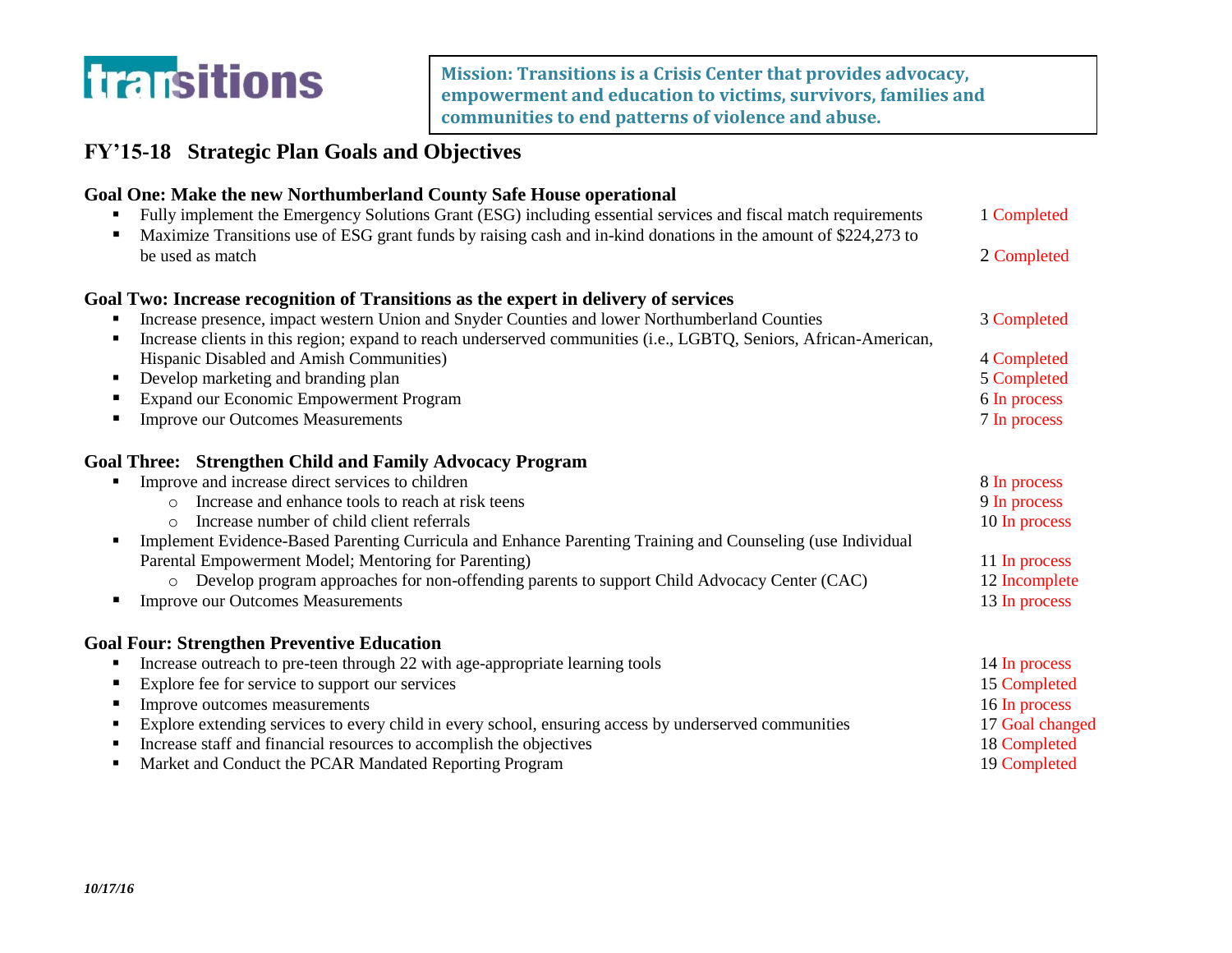**transitions**

**Mission: Transitions is a Crisis Center that provides advocacy, empowerment and education to victims, survivors, families and communities to end patterns of violence and abuse.**

## FY'15-18 Strategic Plan Goals and Objectives

### Goal One: Make the new Northumberland County Safe House operational

- Fully implement the Emergency Solutions Grant (ESG) including essential services and fiscal match requirements — 1 Completed
- Maximize Transitions use of ESG grant funds by raising cash and in-kind donations in the amount of $224,273 to be used as match — 2 Completed

### Goal Two: Increase recognition of Transitions as the expert in delivery of services

- Increase presence, impact western Union and Snyder Counties and lower Northumberland Counties — 3 Completed
- Increase clients in this region; expand to reach underserved communities (i.e., LGBTQ, Seniors, African-American, Hispanic Disabled and Amish Communities) — 4 Completed
- Develop marketing and branding plan — 5 Completed
- Expand our Economic Empowerment Program — 6 In process
- Improve our Outcomes Measurements — 7 In process

### Goal Three: Strengthen Child and Family Advocacy Program

- Improve and increase direct services to children — 8 In process
  - Increase and enhance tools to reach at risk teens — 9 In process
  - Increase number of child client referrals — 10 In process
- Implement Evidence-Based Parenting Curricula and Enhance Parenting Training and Counseling (use Individual Parental Empowerment Model; Mentoring for Parenting) — 11 In process
  - Develop program approaches for non-offending parents to support Child Advocacy Center (CAC) — 12 Incomplete
- Improve our Outcomes Measurements — 13 In process

### Goal Four: Strengthen Preventive Education

- Increase outreach to pre-teen through 22 with age-appropriate learning tools — 14 In process
- Explore fee for service to support our services — 15 Completed
- Improve outcomes measurements — 16 In process
- Explore extending services to every child in every school, ensuring access by underserved communities — 17 Goal changed
- Increase staff and financial resources to accomplish the objectives — 18 Completed
- Market and Conduct the PCAR Mandated Reporting Program — 19 Completed

*10/17/16*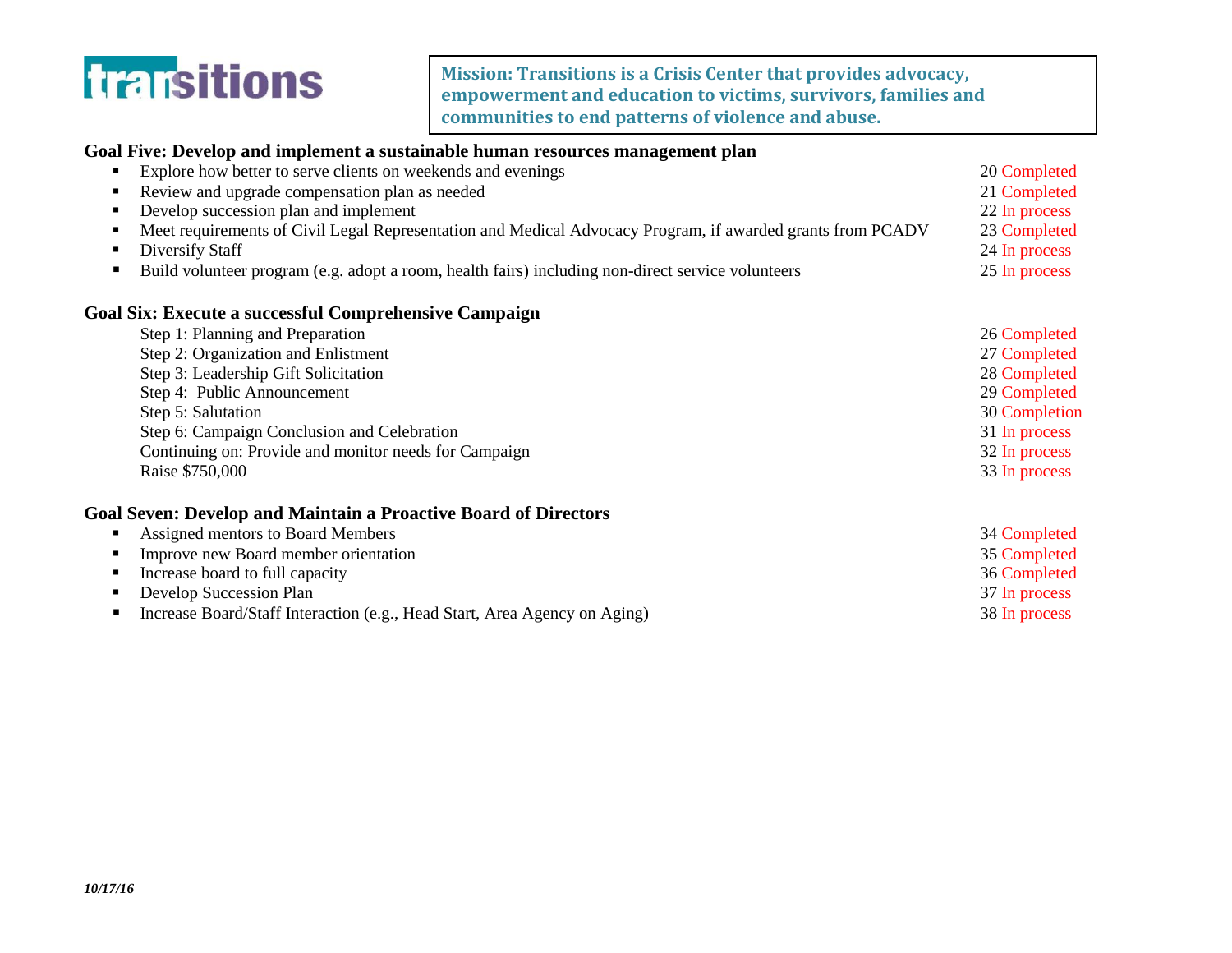**transitions**

**Mission: Transitions is a Crisis Center that provides advocacy, empowerment and education to victims, survivors, families and communities to end patterns of violence and abuse.**

### Goal Five: Develop and implement a sustainable human resources management plan

| | | |
|---|---|---|
| ▪ | Explore how better to serve clients on weekends and evenings | 20 Completed |
| ▪ | Review and upgrade compensation plan as needed | 21 Completed |
| ▪ | Develop succession plan and implement | 22 In process |
| ▪ | Meet requirements of Civil Legal Representation and Medical Advocacy Program, if awarded grants from PCADV | 23 Completed |
| ▪ | Diversify Staff | 24 In process |
| ▪ | Build volunteer program (e.g. adopt a room, health fairs) including non-direct service volunteers | 25 In process |

### Goal Six: Execute a successful Comprehensive Campaign

| | |
|---|---|
| Step 1: Planning and Preparation | 26 Completed |
| Step 2: Organization and Enlistment | 27 Completed |
| Step 3: Leadership Gift Solicitation | 28 Completed |
| Step 4: Public Announcement | 29 Completed |
| Step 5: Salutation | 30 Completion |
| Step 6: Campaign Conclusion and Celebration | 31 In process |
| Continuing on: Provide and monitor needs for Campaign | 32 In process |
| Raise $750,000 | 33 In process |

### Goal Seven: Develop and Maintain a Proactive Board of Directors

| | | |
|---|---|---|
| ▪ | Assigned mentors to Board Members | 34 Completed |
| ▪ | Improve new Board member orientation | 35 Completed |
| ▪ | Increase board to full capacity | 36 Completed |
| ▪ | Develop Succession Plan | 37 In process |
| ▪ | Increase Board/Staff Interaction (e.g., Head Start, Area Agency on Aging) | 38 In process |

*10/17/16*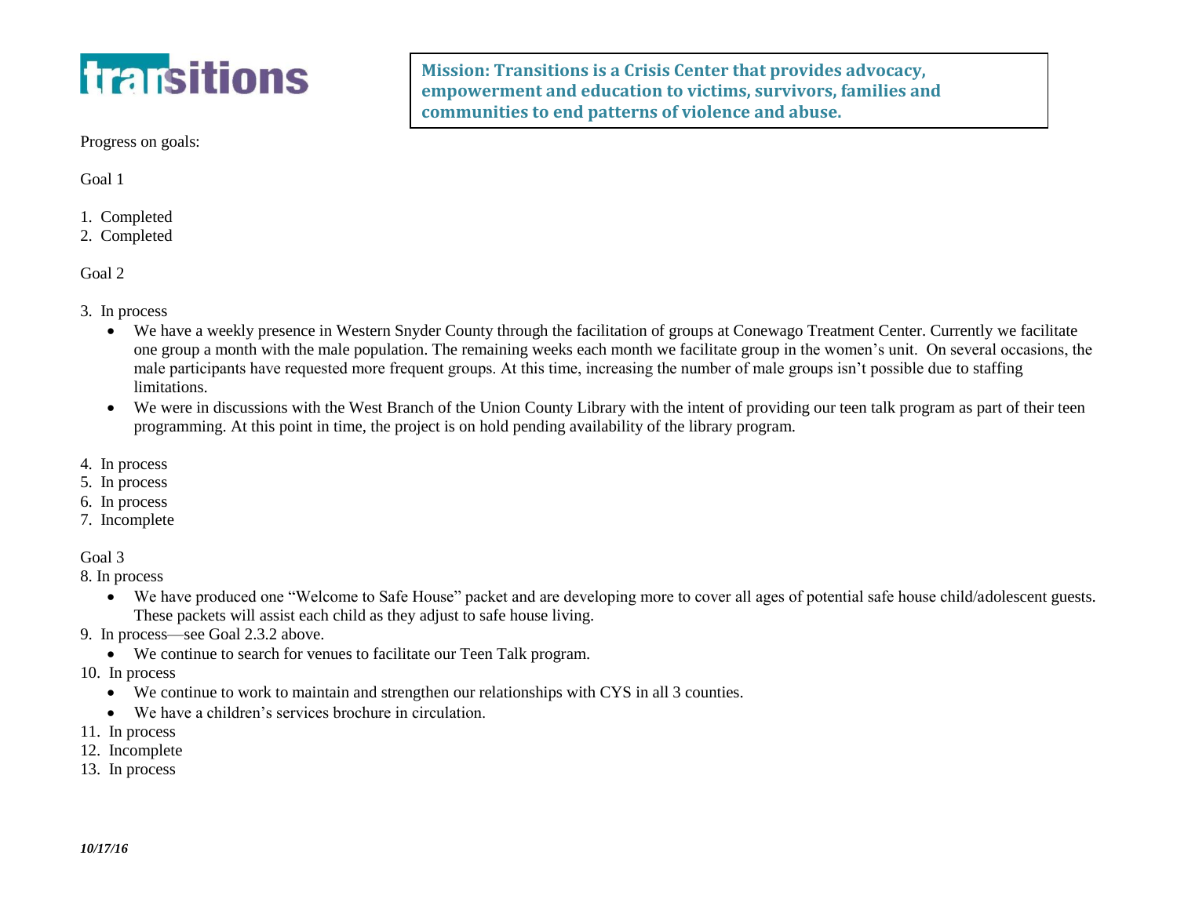transitions

**Mission: Transitions is a Crisis Center that provides advocacy, empowerment and education to victims, survivors, families and communities to end patterns of violence and abuse.**

Progress on goals:

Goal 1

1. Completed
2. Completed

Goal 2

3. In process
   - We have a weekly presence in Western Snyder County through the facilitation of groups at Conewago Treatment Center. Currently we facilitate one group a month with the male population. The remaining weeks each month we facilitate group in the women's unit. On several occasions, the male participants have requested more frequent groups. At this time, increasing the number of male groups isn't possible due to staffing limitations.
   - We were in discussions with the West Branch of the Union County Library with the intent of providing our teen talk program as part of their teen programming. At this point in time, the project is on hold pending availability of the library program.

4. In process
5. In process
6. In process
7. Incomplete

Goal 3

8. In process
   - We have produced one "Welcome to Safe House" packet and are developing more to cover all ages of potential safe house child/adolescent guests. These packets will assist each child as they adjust to safe house living.
9. In process—see Goal 2.3.2 above.
   - We continue to search for venues to facilitate our Teen Talk program.
10. In process
    - We continue to work to maintain and strengthen our relationships with CYS in all 3 counties.
    - We have a children's services brochure in circulation.
11. In process
12. Incomplete
13. In process

***10/17/16***